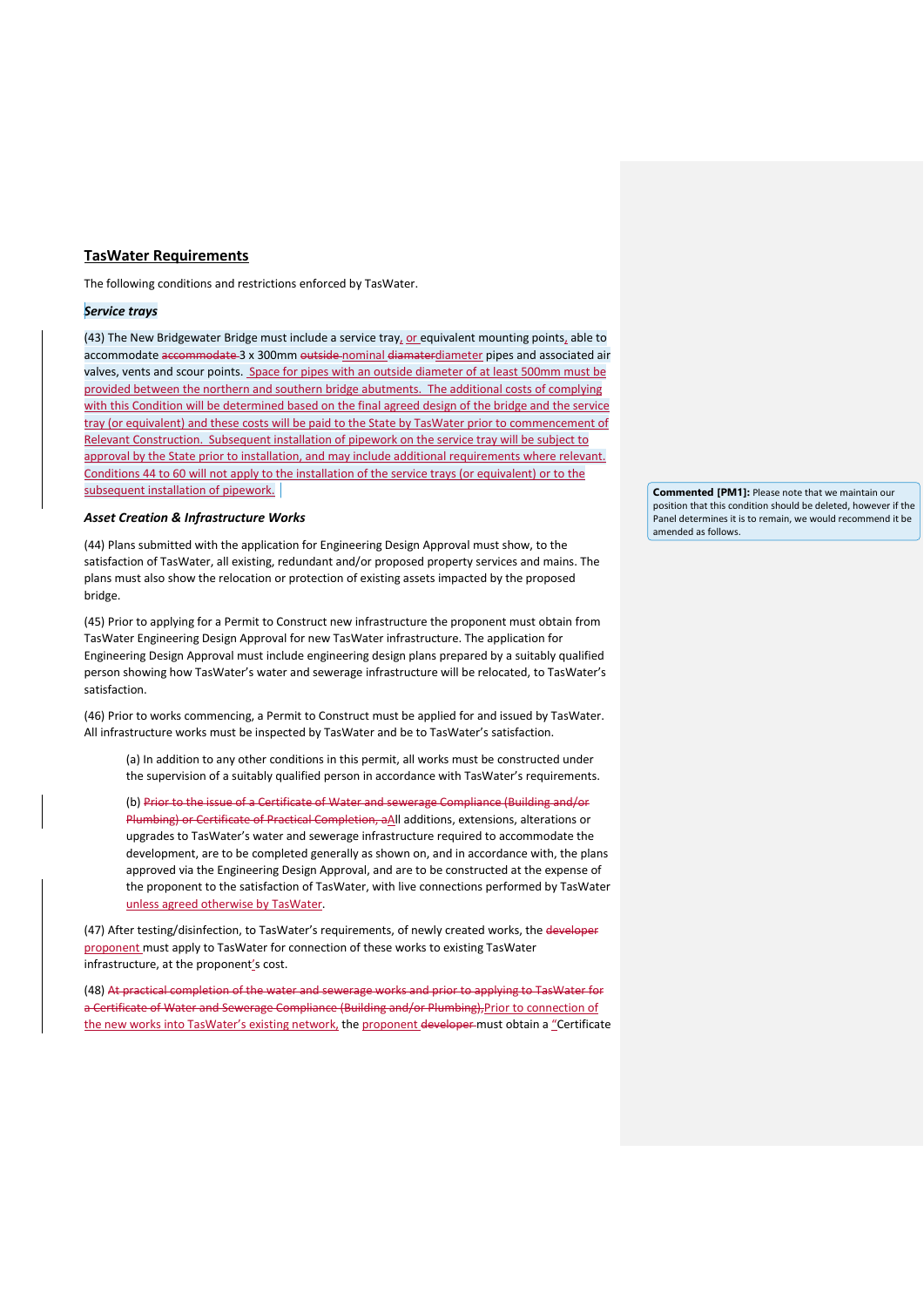## TasWater Requirements

The following conditions and restrictions enforced by TasWater.

### *Service trays*

(43) The New Bridgewater Bridge must include a service tray, or equivalent mounting points, able to accommodate ~~accommodate~~ 3 x 300mm ~~outside~~ nominal ~~diamater~~diameter pipes and associated air valves, vents and scour points. Space for pipes with an outside diameter of at least 500mm must be provided between the northern and southern bridge abutments. The additional costs of complying with this Condition will be determined based on the final agreed design of the bridge and the service tray (or equivalent) and these costs will be paid to the State by TasWater prior to commencement of Relevant Construction. Subsequent installation of pipework on the service tray will be subject to approval by the State prior to installation, and may include additional requirements where relevant. Conditions 44 to 60 will not apply to the installation of the service trays (or equivalent) or to the subsequent installation of pipework.

> **Commented [PM1]:** Please note that we maintain our position that this condition should be deleted, however if the Panel determines it is to remain, we would recommend it be amended as follows.

### *Asset Creation & Infrastructure Works*

(44) Plans submitted with the application for Engineering Design Approval must show, to the satisfaction of TasWater, all existing, redundant and/or proposed property services and mains. The plans must also show the relocation or protection of existing assets impacted by the proposed bridge.

(45) Prior to applying for a Permit to Construct new infrastructure the proponent must obtain from TasWater Engineering Design Approval for new TasWater infrastructure. The application for Engineering Design Approval must include engineering design plans prepared by a suitably qualified person showing how TasWater's water and sewerage infrastructure will be relocated, to TasWater's satisfaction.

(46) Prior to works commencing, a Permit to Construct must be applied for and issued by TasWater. All infrastructure works must be inspected by TasWater and be to TasWater's satisfaction.

> (a) In addition to any other conditions in this permit, all works must be constructed under the supervision of a suitably qualified person in accordance with TasWater's requirements.
>
> (b) ~~Prior to the issue of a Certificate of Water and sewerage Compliance (Building and/or Plumbing) or Certificate of Practical Completion, a~~All additions, extensions, alterations or upgrades to TasWater's water and sewerage infrastructure required to accommodate the development, are to be completed generally as shown on, and in accordance with, the plans approved via the Engineering Design Approval, and are to be constructed at the expense of the proponent to the satisfaction of TasWater, with live connections performed by TasWater unless agreed otherwise by TasWater.

(47) After testing/disinfection, to TasWater's requirements, of newly created works, the ~~developer~~ proponent must apply to TasWater for connection of these works to existing TasWater infrastructure, at the proponent's cost.

(48) ~~At practical completion of the water and sewerage works and prior to applying to TasWater for a Certificate of Water and Sewerage Compliance (Building and/or Plumbing),~~Prior to connection of the new works into TasWater's existing network, the proponent ~~developer~~ must obtain a "Certificate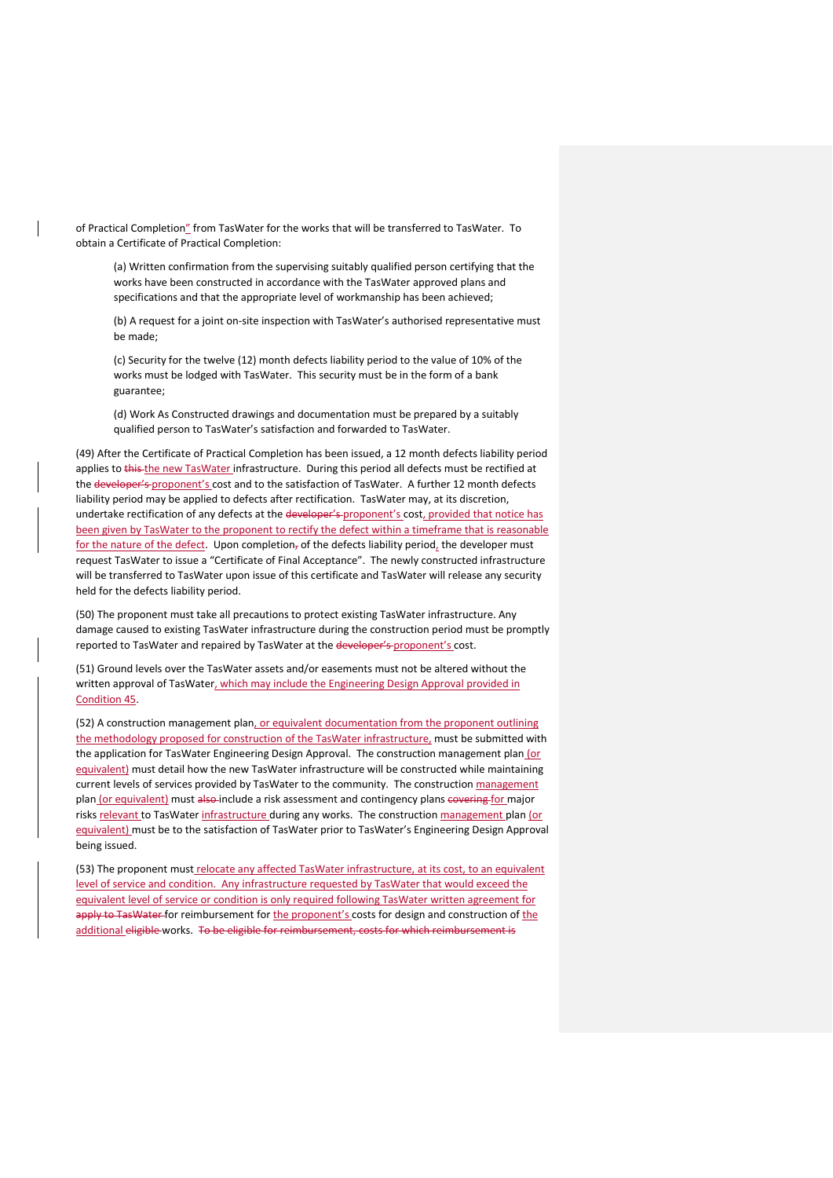of Practical Completion" from TasWater for the works that will be transferred to TasWater. To obtain a Certificate of Practical Completion:

(a) Written confirmation from the supervising suitably qualified person certifying that the works have been constructed in accordance with the TasWater approved plans and specifications and that the appropriate level of workmanship has been achieved;

(b) A request for a joint on-site inspection with TasWater's authorised representative must be made;

(c) Security for the twelve (12) month defects liability period to the value of 10% of the works must be lodged with TasWater. This security must be in the form of a bank guarantee;

(d) Work As Constructed drawings and documentation must be prepared by a suitably qualified person to TasWater's satisfaction and forwarded to TasWater.

(49) After the Certificate of Practical Completion has been issued, a 12 month defects liability period applies to ~~this~~ the new TasWater infrastructure. During this period all defects must be rectified at the ~~developer's~~ proponent's cost and to the satisfaction of TasWater. A further 12 month defects liability period may be applied to defects after rectification. TasWater may, at its discretion, undertake rectification of any defects at the ~~developer's~~ proponent's cost, provided that notice has been given by TasWater to the proponent to rectify the defect within a timeframe that is reasonable for the nature of the defect. Upon completion~~,~~ of the defects liability period, the developer must request TasWater to issue a "Certificate of Final Acceptance". The newly constructed infrastructure will be transferred to TasWater upon issue of this certificate and TasWater will release any security held for the defects liability period.

(50) The proponent must take all precautions to protect existing TasWater infrastructure. Any damage caused to existing TasWater infrastructure during the construction period must be promptly reported to TasWater and repaired by TasWater at the ~~developer's~~ proponent's cost.

(51) Ground levels over the TasWater assets and/or easements must not be altered without the written approval of TasWater, which may include the Engineering Design Approval provided in Condition 45.

(52) A construction management plan, or equivalent documentation from the proponent outlining the methodology proposed for construction of the TasWater infrastructure, must be submitted with the application for TasWater Engineering Design Approval. The construction management plan (or equivalent) must detail how the new TasWater infrastructure will be constructed while maintaining current levels of services provided by TasWater to the community. The construction management plan (or equivalent) must ~~also~~ include a risk assessment and contingency plans ~~covering~~ for major risks relevant to TasWater infrastructure during any works. The construction management plan (or equivalent) must be to the satisfaction of TasWater prior to TasWater's Engineering Design Approval being issued.

(53) The proponent must relocate any affected TasWater infrastructure, at its cost, to an equivalent level of service and condition. Any infrastructure requested by TasWater that would exceed the equivalent level of service or condition is only required following TasWater written agreement for ~~apply to TasWater~~ for reimbursement for the proponent's costs for design and construction of the additional ~~eligible~~ works. ~~To be eligible for reimbursement, costs for which reimbursement is~~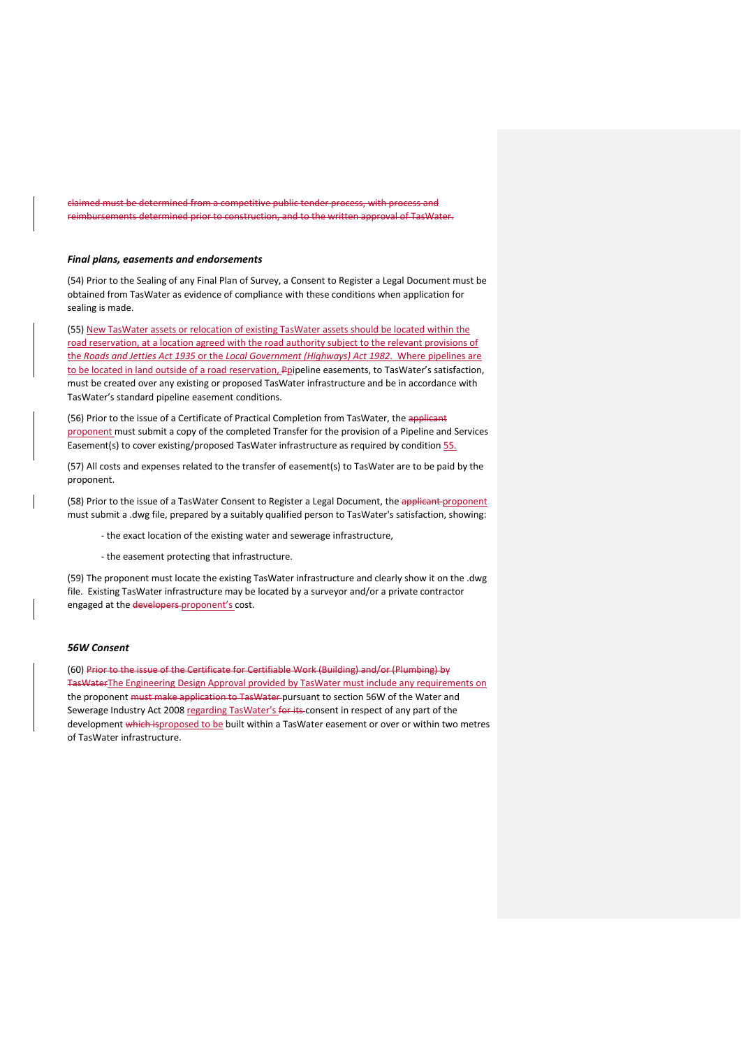~~claimed must be determined from a competitive public tender process, with process and reimbursements determined prior to construction, and to the written approval of TasWater.~~

### *Final plans, easements and endorsements*

(54) Prior to the Sealing of any Final Plan of Survey, a Consent to Register a Legal Document must be obtained from TasWater as evidence of compliance with these conditions when application for sealing is made.

(55) New TasWater assets or relocation of existing TasWater assets should be located within the road reservation, at a location agreed with the road authority subject to the relevant provisions of the *Roads and Jetties Act 1935* or the *Local Government (Highways) Act 1982*. Where pipelines are to be located in land outside of a road reservation, ~~P~~pipeline easements, to TasWater's satisfaction, must be created over any existing or proposed TasWater infrastructure and be in accordance with TasWater's standard pipeline easement conditions.

(56) Prior to the issue of a Certificate of Practical Completion from TasWater, the ~~applicant~~ proponent must submit a copy of the completed Transfer for the provision of a Pipeline and Services Easement(s) to cover existing/proposed TasWater infrastructure as required by condition 55.

(57) All costs and expenses related to the transfer of easement(s) to TasWater are to be paid by the proponent.

(58) Prior to the issue of a TasWater Consent to Register a Legal Document, the ~~applicant~~ proponent must submit a .dwg file, prepared by a suitably qualified person to TasWater's satisfaction, showing:

- the exact location of the existing water and sewerage infrastructure,
- the easement protecting that infrastructure.

(59) The proponent must locate the existing TasWater infrastructure and clearly show it on the .dwg file. Existing TasWater infrastructure may be located by a surveyor and/or a private contractor engaged at the ~~developers~~ proponent's cost.

### *56W Consent*

(60) ~~Prior to the issue of the Certificate for Certifiable Work (Building) and/or (Plumbing) by TasWater~~The Engineering Design Approval provided by TasWater must include any requirements on the proponent ~~must make application to TasWater~~ pursuant to section 56W of the Water and Sewerage Industry Act 2008 regarding TasWater's ~~for its~~ consent in respect of any part of the development ~~which is~~proposed to be built within a TasWater easement or over or within two metres of TasWater infrastructure.